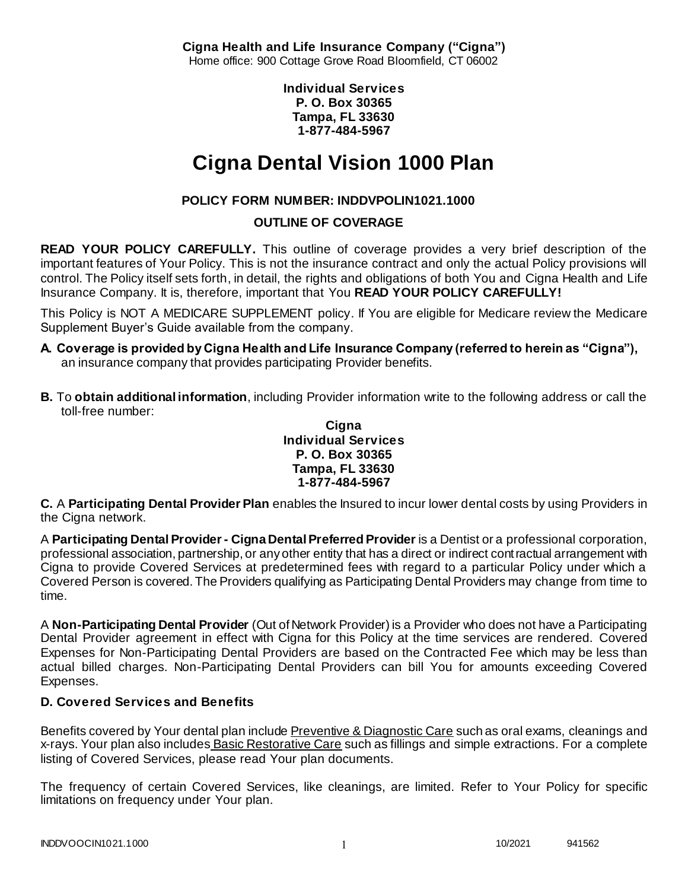**Cigna Health and Life Insurance Company ("Cigna")**
Home office: 900 Cottage Grove Road Bloomfield, CT 06002

**Individual Services**
**P. O. Box 30365**
**Tampa, FL 33630**
**1-877-484-5967**

# Cigna Dental Vision 1000 Plan

**POLICY FORM NUMBER: INDDVPOLIN1021.1000**

**OUTLINE OF COVERAGE**

**READ YOUR POLICY CAREFULLY.** This outline of coverage provides a very brief description of the important features of Your Policy. This is not the insurance contract and only the actual Policy provisions will control. The Policy itself sets forth, in detail, the rights and obligations of both You and Cigna Health and Life Insurance Company. It is, therefore, important that You **READ YOUR POLICY CAREFULLY!**

This Policy is NOT A MEDICARE SUPPLEMENT policy. If You are eligible for Medicare review the Medicare Supplement Buyer's Guide available from the company.

**A. Coverage is provided by Cigna Health and Life Insurance Company (referred to herein as "Cigna"),** an insurance company that provides participating Provider benefits.

**B.** To **obtain additional information**, including Provider information write to the following address or call the toll-free number:

**Cigna**
**Individual Services**
**P. O. Box 30365**
**Tampa, FL 33630**
**1-877-484-5967**

**C.** A **Participating Dental Provider Plan** enables the Insured to incur lower dental costs by using Providers in the Cigna network.

A **Participating Dental Provider - Cigna Dental Preferred Provider** is a Dentist or a professional corporation, professional association, partnership, or any other entity that has a direct or indirect contractual arrangement with Cigna to provide Covered Services at predetermined fees with regard to a particular Policy under which a Covered Person is covered. The Providers qualifying as Participating Dental Providers may change from time to time.

A **Non-Participating Dental Provider** (Out of Network Provider) is a Provider who does not have a Participating Dental Provider agreement in effect with Cigna for this Policy at the time services are rendered. Covered Expenses for Non-Participating Dental Providers are based on the Contracted Fee which may be less than actual billed charges. Non-Participating Dental Providers can bill You for amounts exceeding Covered Expenses.

### D. Covered Services and Benefits

Benefits covered by Your dental plan include Preventive & Diagnostic Care such as oral exams, cleanings and x-rays. Your plan also includes Basic Restorative Care such as fillings and simple extractions. For a complete listing of Covered Services, please read Your plan documents.

The frequency of certain Covered Services, like cleanings, are limited. Refer to Your Policy for specific limitations on frequency under Your plan.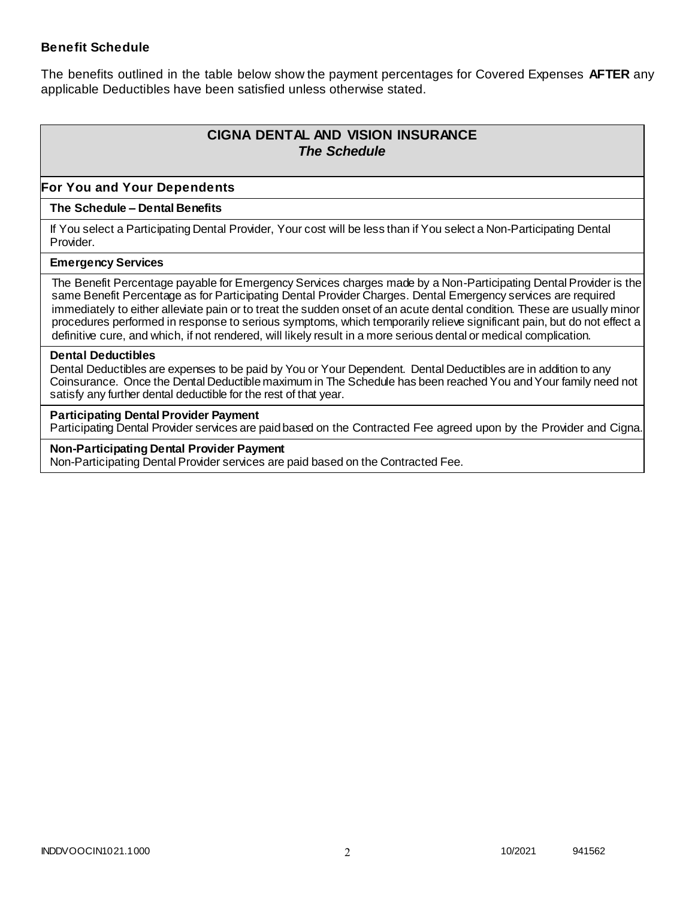**Benefit Schedule**

The benefits outlined in the table below show the payment percentages for Covered Expenses **AFTER** any applicable Deductibles have been satisfied unless otherwise stated.

## CIGNA DENTAL AND VISION INSURANCE
### *The Schedule*

**For You and Your Dependents**

**The Schedule – Dental Benefits**

If You select a Participating Dental Provider, Your cost will be less than if You select a Non-Participating Dental Provider.

**Emergency Services**

The Benefit Percentage payable for Emergency Services charges made by a Non-Participating Dental Provider is the same Benefit Percentage as for Participating Dental Provider Charges. Dental Emergency services are required immediately to either alleviate pain or to treat the sudden onset of an acute dental condition. These are usually minor procedures performed in response to serious symptoms, which temporarily relieve significant pain, but do not effect a definitive cure, and which, if not rendered, will likely result in a more serious dental or medical complication.

**Dental Deductibles**

Dental Deductibles are expenses to be paid by You or Your Dependent. Dental Deductibles are in addition to any Coinsurance. Once the Dental Deductible maximum in The Schedule has been reached You and Your family need not satisfy any further dental deductible for the rest of that year.

**Participating Dental Provider Payment**

Participating Dental Provider services are paid based on the Contracted Fee agreed upon by the Provider and Cigna.

**Non-Participating Dental Provider Payment**

Non-Participating Dental Provider services are paid based on the Contracted Fee.

INDDVOOCIN1021.1000 10/2021 941562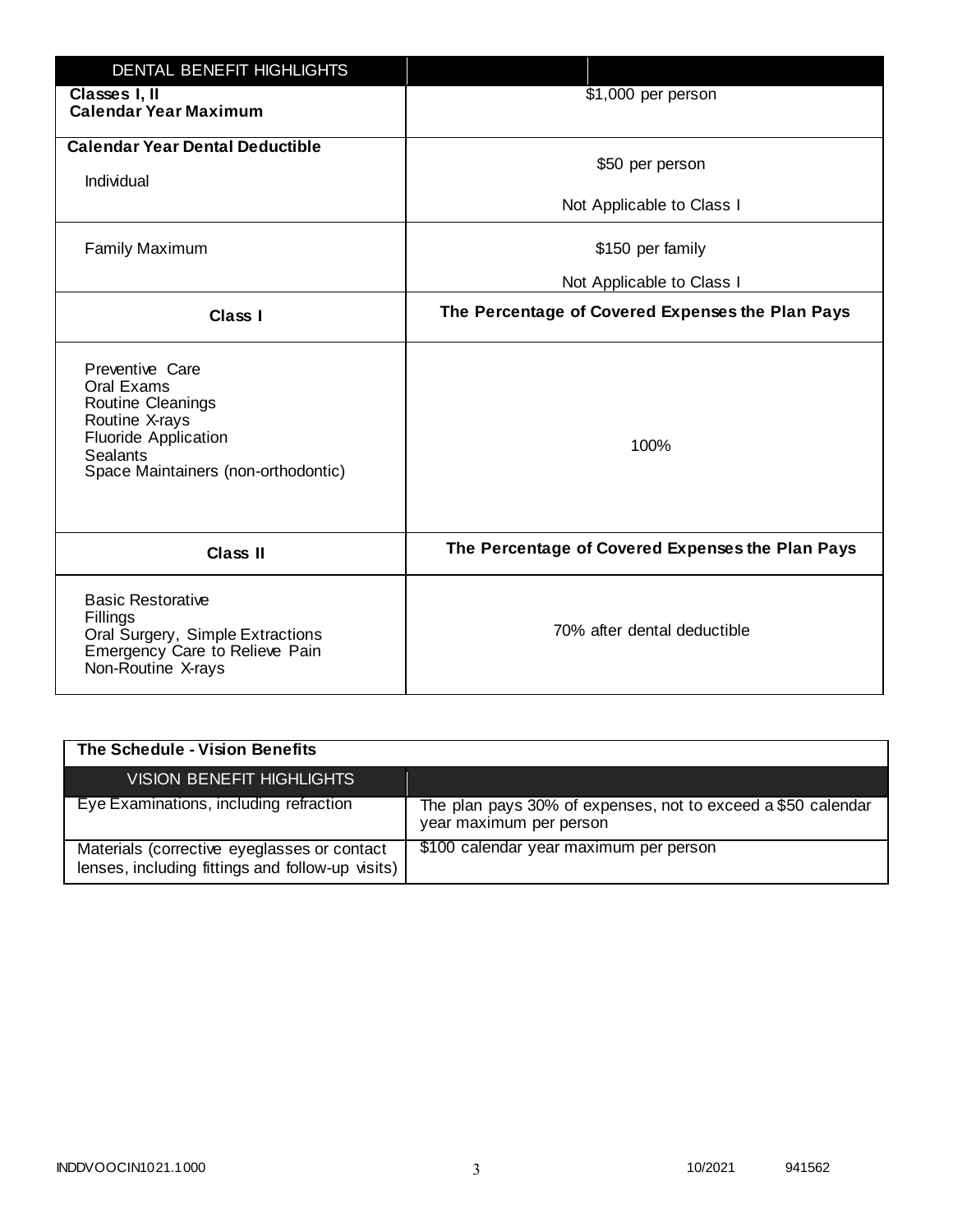| DENTAL BENEFIT HIGHLIGHTS | |
|---|---|
| **Classes I, II Calendar Year Maximum** | $1,000 per person |
| **Calendar Year Dental Deductible** Individual | $50 per person<br>Not Applicable to Class I |
| Family Maximum | $150 per family<br>Not Applicable to Class I |
| **Class I** | **The Percentage of Covered Expenses the Plan Pays** |
| Preventive Care<br>Oral Exams<br>Routine Cleanings<br>Routine X-rays<br>Fluoride Application<br>Sealants<br>Space Maintainers (non-orthodontic) | 100% |
| **Class II** | **The Percentage of Covered Expenses the Plan Pays** |
| Basic Restorative<br>Fillings<br>Oral Surgery, Simple Extractions<br>Emergency Care to Relieve Pain<br>Non-Routine X-rays | 70% after dental deductible |

**The Schedule - Vision Benefits**

| VISION BENEFIT HIGHLIGHTS | |
|---|---|
| Eye Examinations, including refraction | The plan pays 30% of expenses, not to exceed a $50 calendar year maximum per person |
| Materials (corrective eyeglasses or contact lenses, including fittings and follow-up visits) | $100 calendar year maximum per person |

INDDVOOCIN1021.1000 10/2021 941562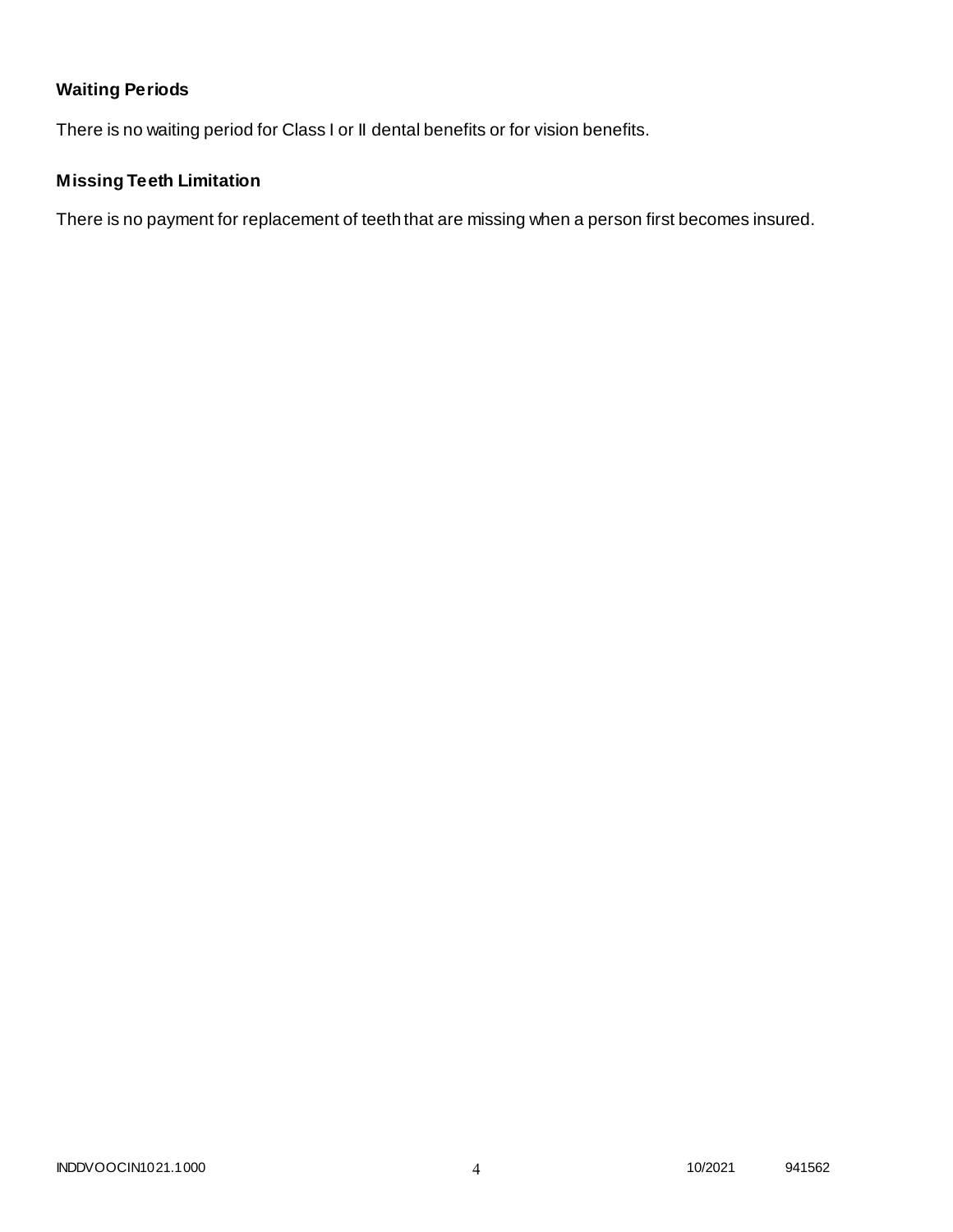### Waiting Periods

There is no waiting period for Class I or II dental benefits or for vision benefits.

### Missing Teeth Limitation

There is no payment for replacement of teeth that are missing when a person first becomes insured.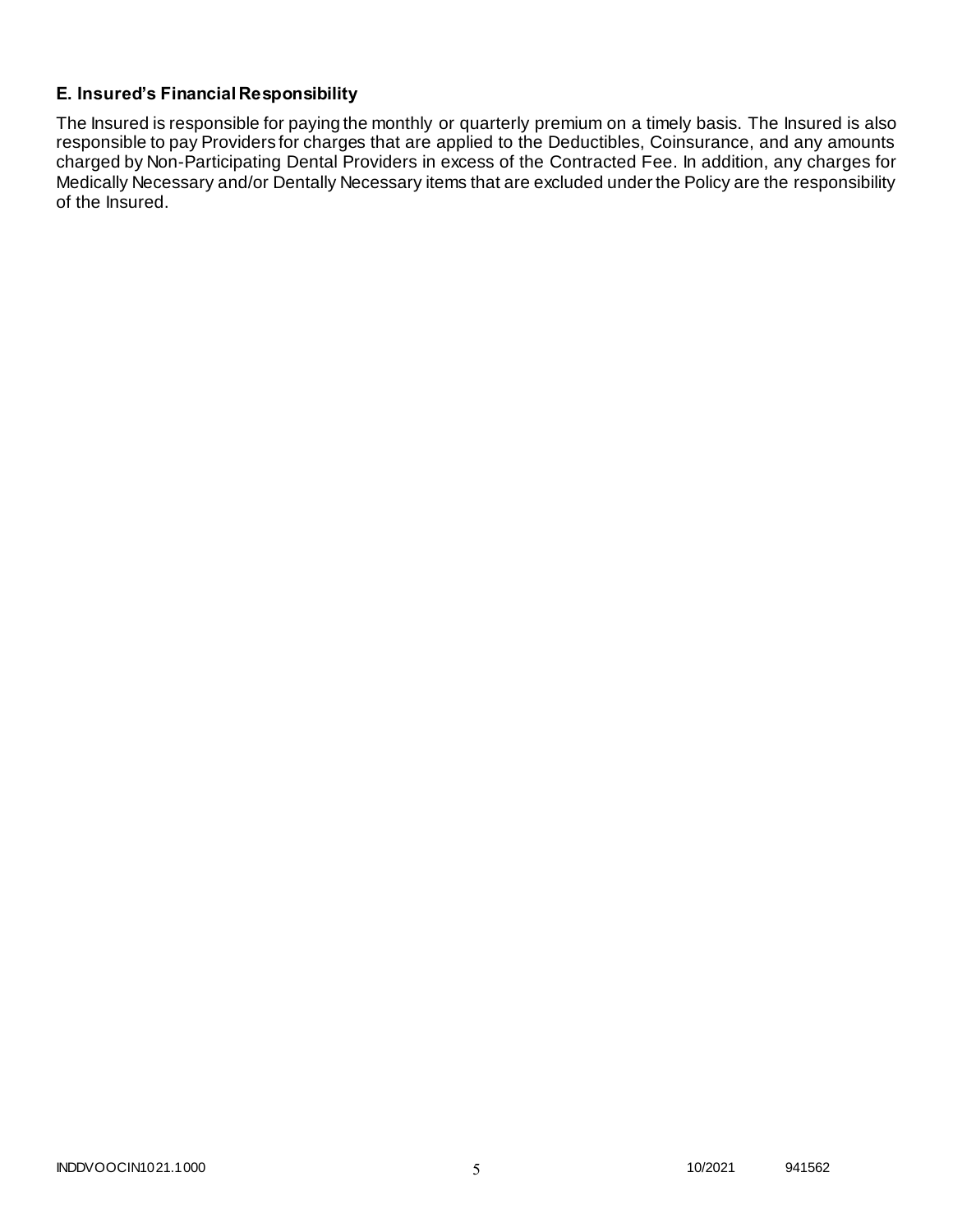### E. Insured's Financial Responsibility

The Insured is responsible for paying the monthly or quarterly premium on a timely basis. The Insured is also responsible to pay Providers for charges that are applied to the Deductibles, Coinsurance, and any amounts charged by Non-Participating Dental Providers in excess of the Contracted Fee. In addition, any charges for Medically Necessary and/or Dentally Necessary items that are excluded under the Policy are the responsibility of the Insured.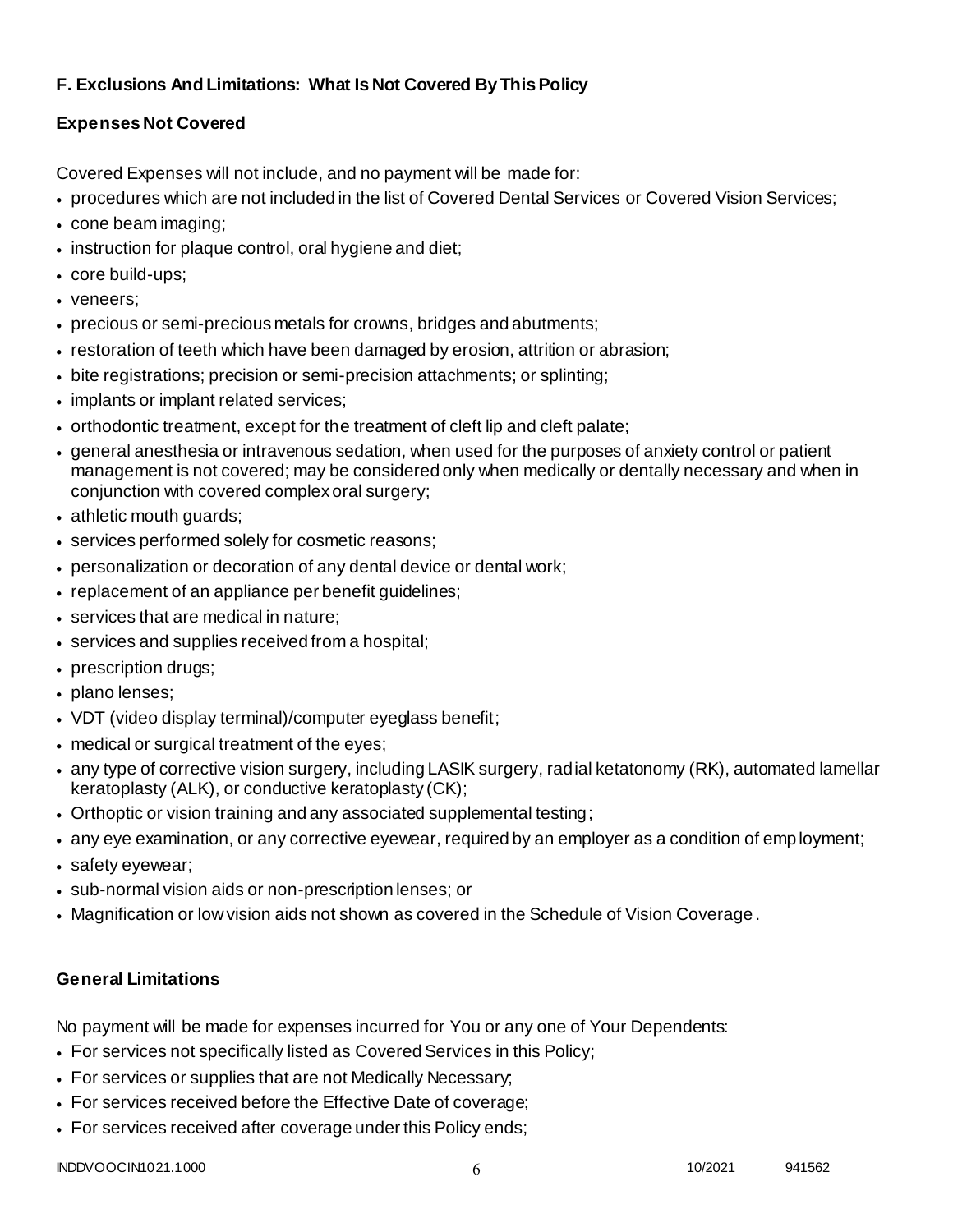### F. Exclusions And Limitations: What Is Not Covered By This Policy

#### Expenses Not Covered

Covered Expenses will not include, and no payment will be made for:

- procedures which are not included in the list of Covered Dental Services or Covered Vision Services;
- cone beam imaging;
- instruction for plaque control, oral hygiene and diet;
- core build-ups;
- veneers;
- precious or semi-precious metals for crowns, bridges and abutments;
- restoration of teeth which have been damaged by erosion, attrition or abrasion;
- bite registrations; precision or semi-precision attachments; or splinting;
- implants or implant related services;
- orthodontic treatment, except for the treatment of cleft lip and cleft palate;
- general anesthesia or intravenous sedation, when used for the purposes of anxiety control or patient management is not covered; may be considered only when medically or dentally necessary and when in conjunction with covered complex oral surgery;
- athletic mouth guards;
- services performed solely for cosmetic reasons;
- personalization or decoration of any dental device or dental work;
- replacement of an appliance per benefit guidelines;
- services that are medical in nature;
- services and supplies received from a hospital;
- prescription drugs;
- plano lenses;
- VDT (video display terminal)/computer eyeglass benefit;
- medical or surgical treatment of the eyes;
- any type of corrective vision surgery, including LASIK surgery, radial ketatonomy (RK), automated lamellar keratoplasty (ALK), or conductive keratoplasty (CK);
- Orthoptic or vision training and any associated supplemental testing;
- any eye examination, or any corrective eyewear, required by an employer as a condition of employment;
- safety eyewear;
- sub-normal vision aids or non-prescription lenses; or
- Magnification or low vision aids not shown as covered in the Schedule of Vision Coverage.

#### General Limitations

No payment will be made for expenses incurred for You or any one of Your Dependents:

- For services not specifically listed as Covered Services in this Policy;
- For services or supplies that are not Medically Necessary;
- For services received before the Effective Date of coverage;
- For services received after coverage under this Policy ends;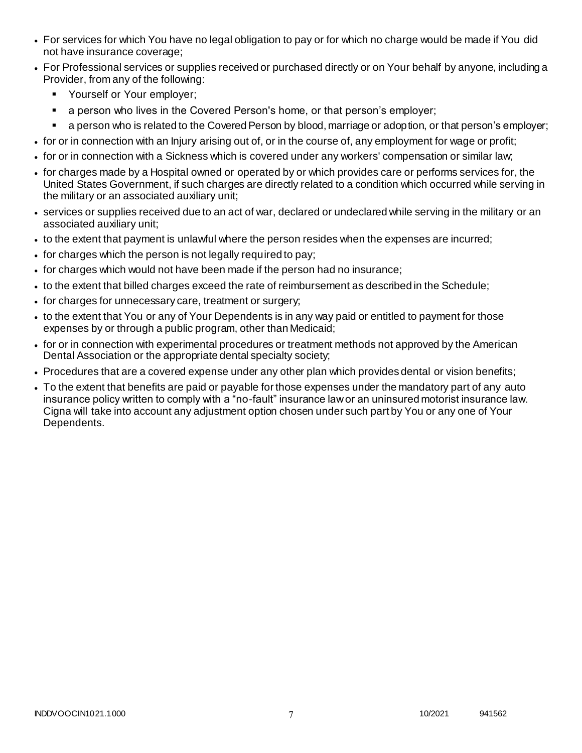- For services for which You have no legal obligation to pay or for which no charge would be made if You did not have insurance coverage;
- For Professional services or supplies received or purchased directly or on Your behalf by anyone, including a Provider, from any of the following:
  - Yourself or Your employer;
  - a person who lives in the Covered Person's home, or that person's employer;
  - a person who is related to the Covered Person by blood, marriage or adoption, or that person's employer;
- for or in connection with an Injury arising out of, or in the course of, any employment for wage or profit;
- for or in connection with a Sickness which is covered under any workers' compensation or similar law;
- for charges made by a Hospital owned or operated by or which provides care or performs services for, the United States Government, if such charges are directly related to a condition which occurred while serving in the military or an associated auxiliary unit;
- services or supplies received due to an act of war, declared or undeclared while serving in the military or an associated auxiliary unit;
- to the extent that payment is unlawful where the person resides when the expenses are incurred;
- for charges which the person is not legally required to pay;
- for charges which would not have been made if the person had no insurance;
- to the extent that billed charges exceed the rate of reimbursement as described in the Schedule;
- for charges for unnecessary care, treatment or surgery;
- to the extent that You or any of Your Dependents is in any way paid or entitled to payment for those expenses by or through a public program, other than Medicaid;
- for or in connection with experimental procedures or treatment methods not approved by the American Dental Association or the appropriate dental specialty society;
- Procedures that are a covered expense under any other plan which provides dental or vision benefits;
- To the extent that benefits are paid or payable for those expenses under the mandatory part of any auto insurance policy written to comply with a "no-fault" insurance law or an uninsured motorist insurance law. Cigna will take into account any adjustment option chosen under such part by You or any one of Your Dependents.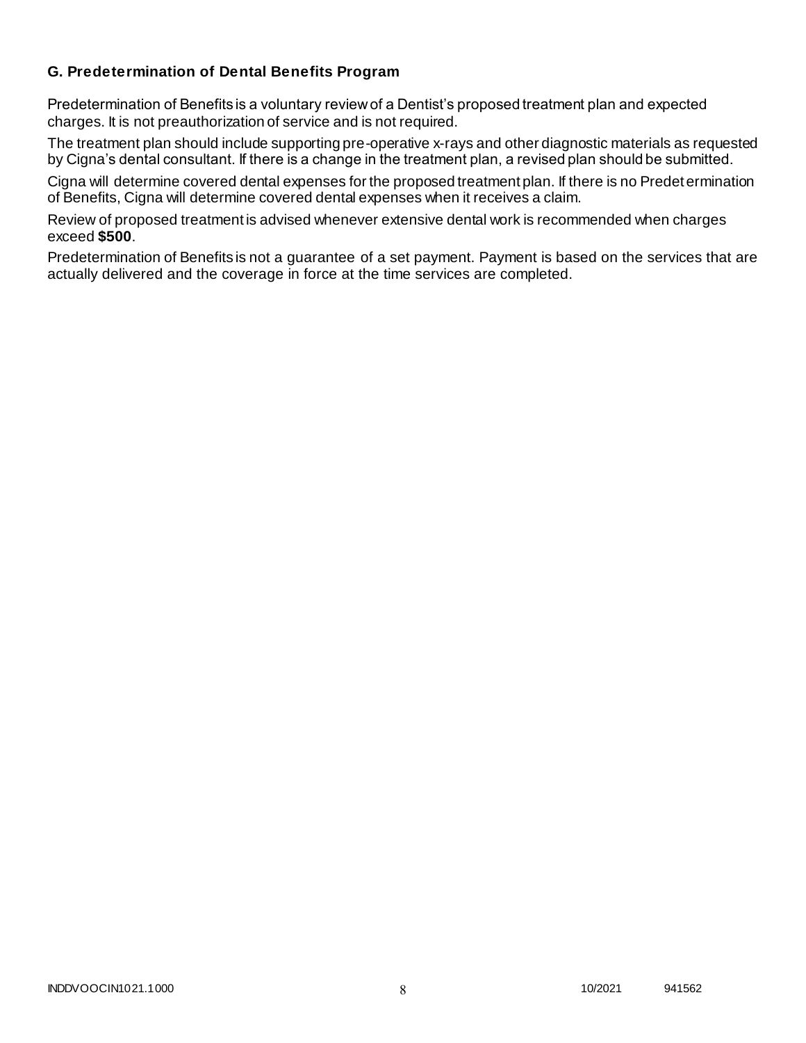### G. Predetermination of Dental Benefits Program

Predetermination of Benefits is a voluntary review of a Dentist's proposed treatment plan and expected charges. It is not preauthorization of service and is not required.

The treatment plan should include supporting pre-operative x-rays and other diagnostic materials as requested by Cigna's dental consultant. If there is a change in the treatment plan, a revised plan should be submitted.

Cigna will determine covered dental expenses for the proposed treatment plan. If there is no Predetermination of Benefits, Cigna will determine covered dental expenses when it receives a claim.

Review of proposed treatment is advised whenever extensive dental work is recommended when charges exceed **$500**.

Predetermination of Benefits is not a guarantee of a set payment. Payment is based on the services that are actually delivered and the coverage in force at the time services are completed.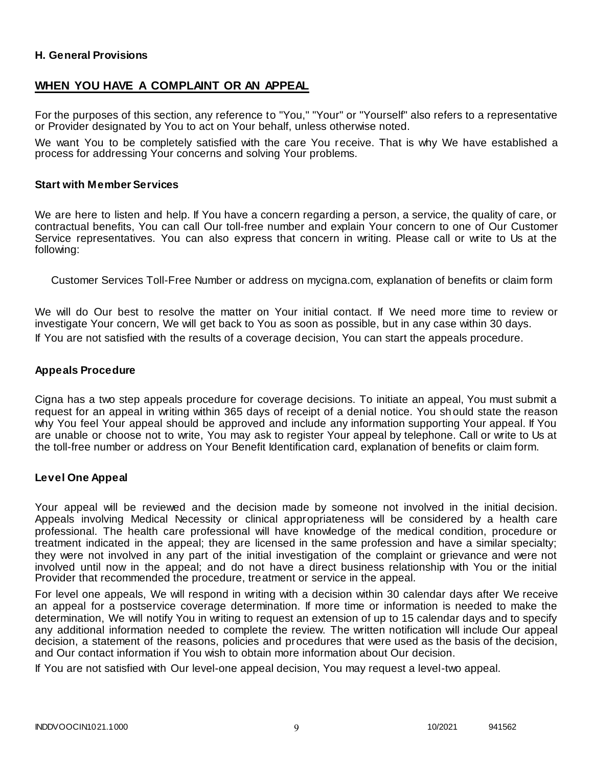**H. General Provisions**

## WHEN YOU HAVE A COMPLAINT OR AN APPEAL

For the purposes of this section, any reference to "You," "Your" or "Yourself" also refers to a representative or Provider designated by You to act on Your behalf, unless otherwise noted.

We want You to be completely satisfied with the care You receive. That is why We have established a process for addressing Your concerns and solving Your problems.

### Start with Member Services

We are here to listen and help. If You have a concern regarding a person, a service, the quality of care, or contractual benefits, You can call Our toll-free number and explain Your concern to one of Our Customer Service representatives. You can also express that concern in writing. Please call or write to Us at the following:

Customer Services Toll-Free Number or address on mycigna.com, explanation of benefits or claim form

We will do Our best to resolve the matter on Your initial contact. If We need more time to review or investigate Your concern, We will get back to You as soon as possible, but in any case within 30 days.

If You are not satisfied with the results of a coverage decision, You can start the appeals procedure.

### Appeals Procedure

Cigna has a two step appeals procedure for coverage decisions. To initiate an appeal, You must submit a request for an appeal in writing within 365 days of receipt of a denial notice. You should state the reason why You feel Your appeal should be approved and include any information supporting Your appeal. If You are unable or choose not to write, You may ask to register Your appeal by telephone. Call or write to Us at the toll-free number or address on Your Benefit Identification card, explanation of benefits or claim form.

### Level One Appeal

Your appeal will be reviewed and the decision made by someone not involved in the initial decision. Appeals involving Medical Necessity or clinical appropriateness will be considered by a health care professional. The health care professional will have knowledge of the medical condition, procedure or treatment indicated in the appeal; they are licensed in the same profession and have a similar specialty; they were not involved in any part of the initial investigation of the complaint or grievance and were not involved until now in the appeal; and do not have a direct business relationship with You or the initial Provider that recommended the procedure, treatment or service in the appeal.

For level one appeals, We will respond in writing with a decision within 30 calendar days after We receive an appeal for a postservice coverage determination. If more time or information is needed to make the determination, We will notify You in writing to request an extension of up to 15 calendar days and to specify any additional information needed to complete the review. The written notification will include Our appeal decision, a statement of the reasons, policies and procedures that were used as the basis of the decision, and Our contact information if You wish to obtain more information about Our decision.

If You are not satisfied with Our level-one appeal decision, You may request a level-two appeal.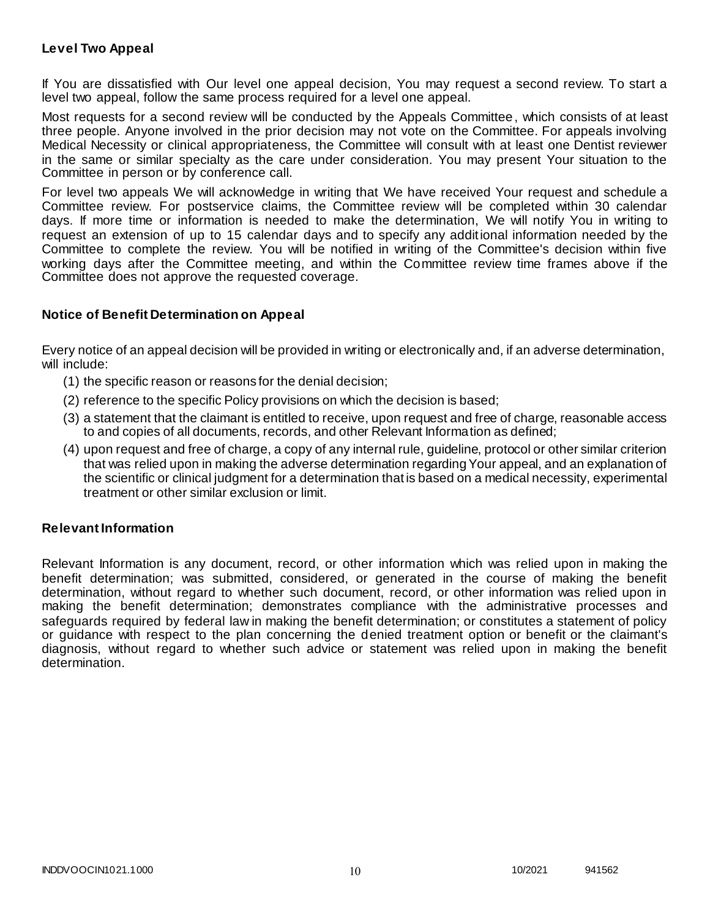### Level Two Appeal

If You are dissatisfied with Our level one appeal decision, You may request a second review. To start a level two appeal, follow the same process required for a level one appeal.

Most requests for a second review will be conducted by the Appeals Committee, which consists of at least three people. Anyone involved in the prior decision may not vote on the Committee. For appeals involving Medical Necessity or clinical appropriateness, the Committee will consult with at least one Dentist reviewer in the same or similar specialty as the care under consideration. You may present Your situation to the Committee in person or by conference call.

For level two appeals We will acknowledge in writing that We have received Your request and schedule a Committee review. For postservice claims, the Committee review will be completed within 30 calendar days. If more time or information is needed to make the determination, We will notify You in writing to request an extension of up to 15 calendar days and to specify any additional information needed by the Committee to complete the review. You will be notified in writing of the Committee's decision within five working days after the Committee meeting, and within the Committee review time frames above if the Committee does not approve the requested coverage.

### Notice of Benefit Determination on Appeal

Every notice of an appeal decision will be provided in writing or electronically and, if an adverse determination, will include:

(1) the specific reason or reasons for the denial decision;

(2) reference to the specific Policy provisions on which the decision is based;

(3) a statement that the claimant is entitled to receive, upon request and free of charge, reasonable access to and copies of all documents, records, and other Relevant Information as defined;

(4) upon request and free of charge, a copy of any internal rule, guideline, protocol or other similar criterion that was relied upon in making the adverse determination regarding Your appeal, and an explanation of the scientific or clinical judgment for a determination that is based on a medical necessity, experimental treatment or other similar exclusion or limit.

### Relevant Information

Relevant Information is any document, record, or other information which was relied upon in making the benefit determination; was submitted, considered, or generated in the course of making the benefit determination, without regard to whether such document, record, or other information was relied upon in making the benefit determination; demonstrates compliance with the administrative processes and safeguards required by federal law in making the benefit determination; or constitutes a statement of policy or guidance with respect to the plan concerning the denied treatment option or benefit or the claimant's diagnosis, without regard to whether such advice or statement was relied upon in making the benefit determination.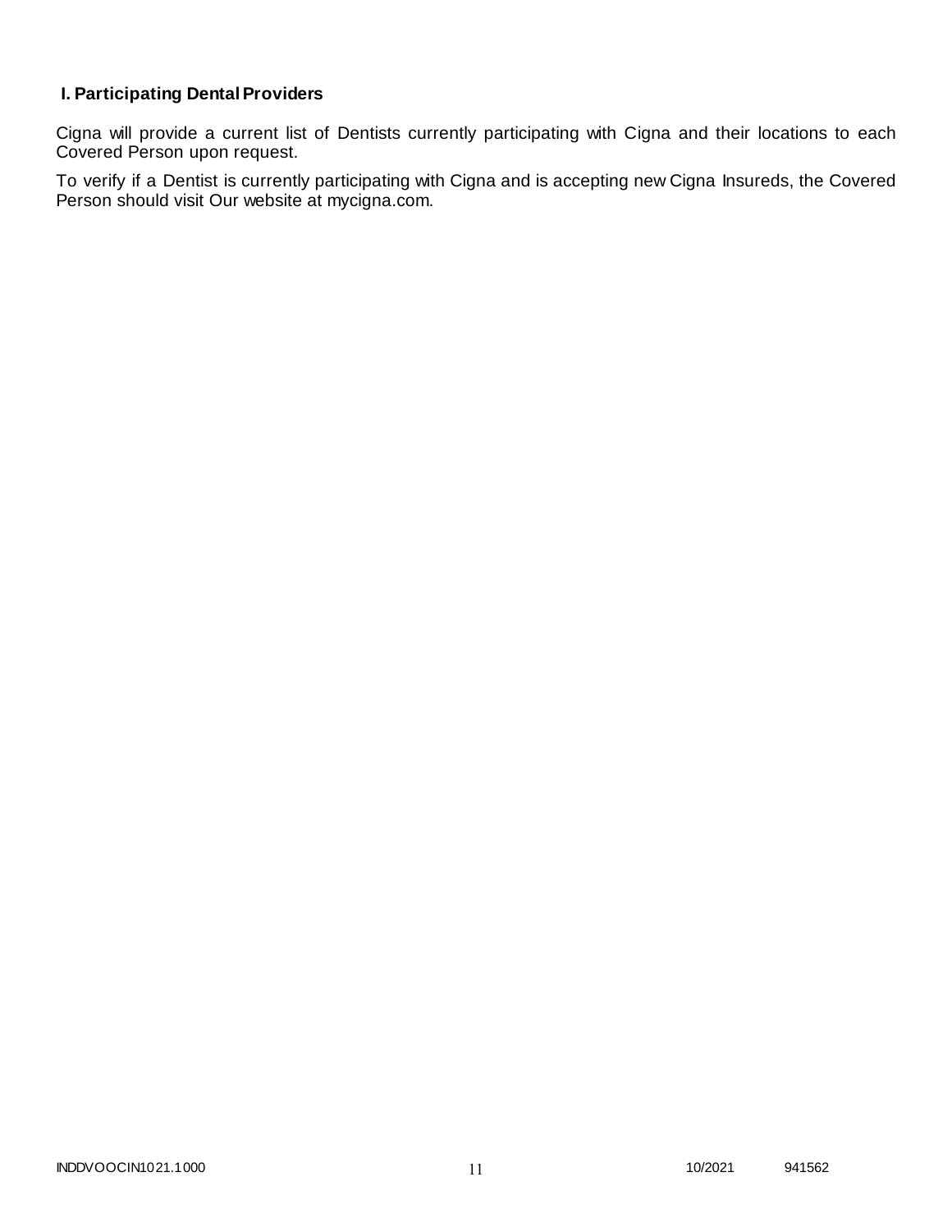## I. Participating Dental Providers

Cigna will provide a current list of Dentists currently participating with Cigna and their locations to each Covered Person upon request.

To verify if a Dentist is currently participating with Cigna and is accepting new Cigna Insureds, the Covered Person should visit Our website at mycigna.com.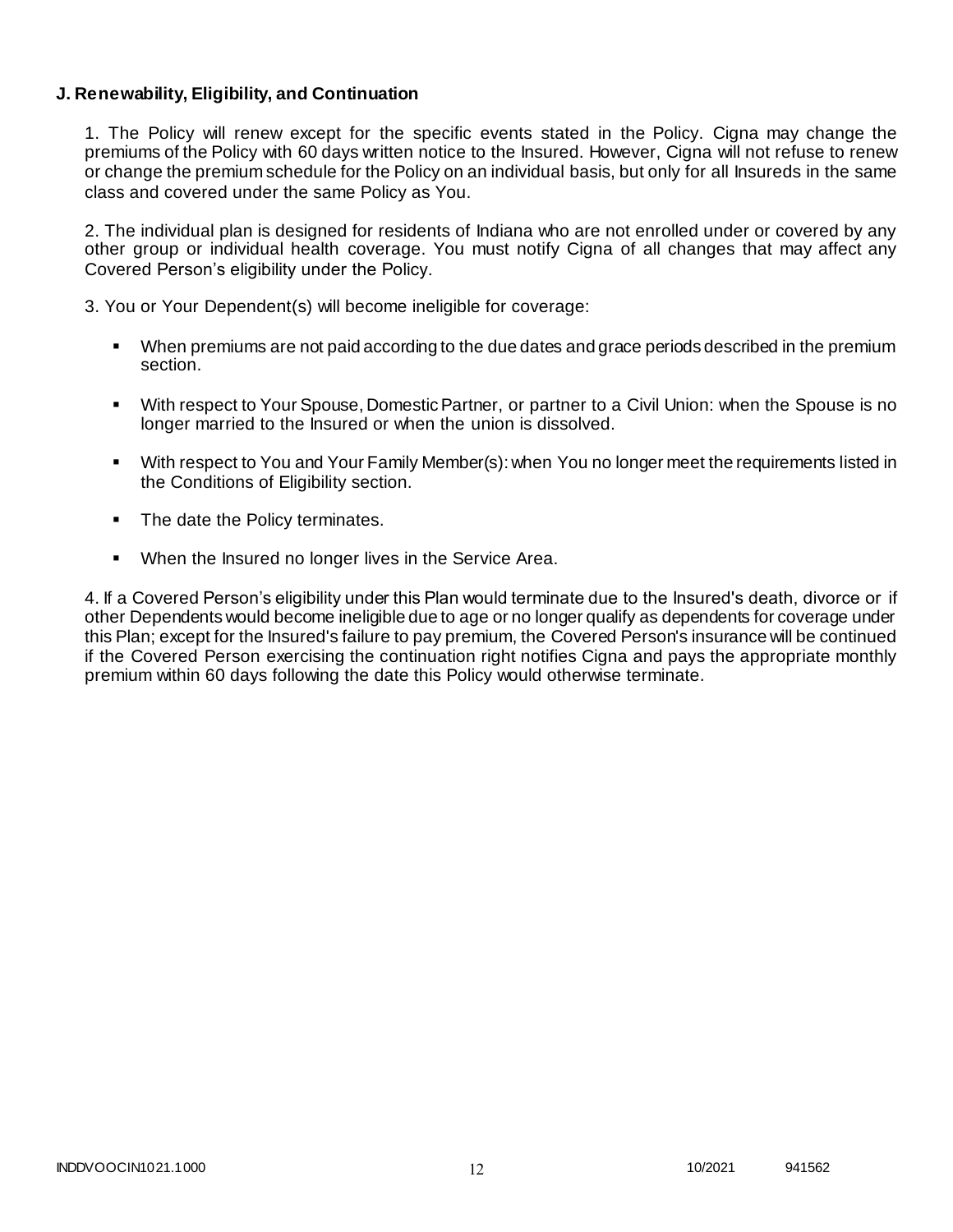**J. Renewability, Eligibility, and Continuation**

1. The Policy will renew except for the specific events stated in the Policy. Cigna may change the premiums of the Policy with 60 days written notice to the Insured. However, Cigna will not refuse to renew or change the premium schedule for the Policy on an individual basis, but only for all Insureds in the same class and covered under the same Policy as You.

2. The individual plan is designed for residents of Indiana who are not enrolled under or covered by any other group or individual health coverage. You must notify Cigna of all changes that may affect any Covered Person's eligibility under the Policy.

3. You or Your Dependent(s) will become ineligible for coverage:

- When premiums are not paid according to the due dates and grace periods described in the premium section.
- With respect to Your Spouse, Domestic Partner, or partner to a Civil Union: when the Spouse is no longer married to the Insured or when the union is dissolved.
- With respect to You and Your Family Member(s): when You no longer meet the requirements listed in the Conditions of Eligibility section.
- The date the Policy terminates.
- When the Insured no longer lives in the Service Area.

4. If a Covered Person's eligibility under this Plan would terminate due to the Insured's death, divorce or if other Dependents would become ineligible due to age or no longer qualify as dependents for coverage under this Plan; except for the Insured's failure to pay premium, the Covered Person's insurance will be continued if the Covered Person exercising the continuation right notifies Cigna and pays the appropriate monthly premium within 60 days following the date this Policy would otherwise terminate.

INDDVOOCIN1021.1000 10/2021 941562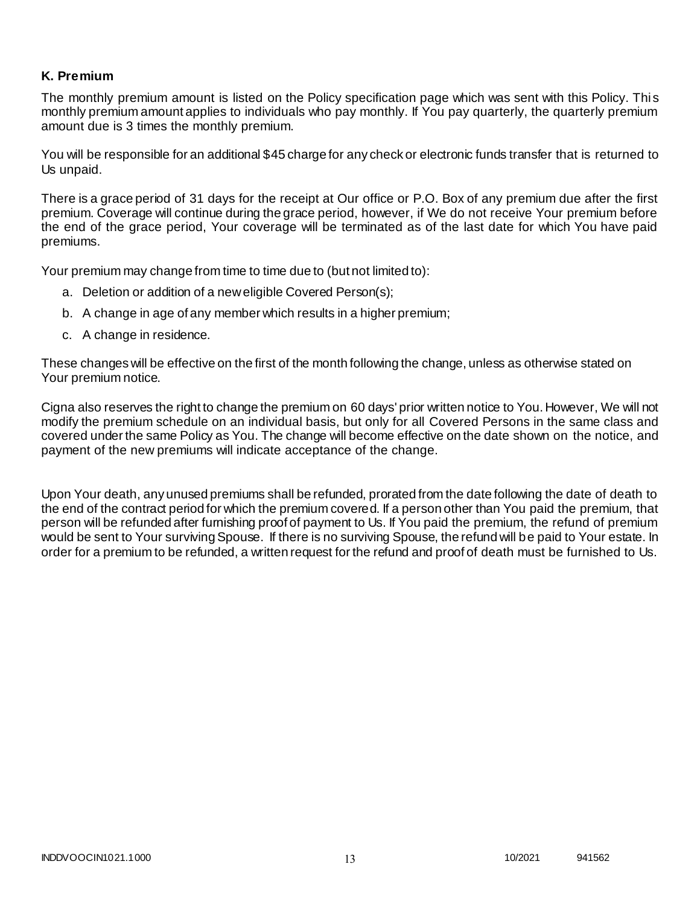**K. Premium**

The monthly premium amount is listed on the Policy specification page which was sent with this Policy. This monthly premium amount applies to individuals who pay monthly. If You pay quarterly, the quarterly premium amount due is 3 times the monthly premium.

You will be responsible for an additional $45 charge for any check or electronic funds transfer that is returned to Us unpaid.

There is a grace period of 31 days for the receipt at Our office or P.O. Box of any premium due after the first premium. Coverage will continue during the grace period, however, if We do not receive Your premium before the end of the grace period, Your coverage will be terminated as of the last date for which You have paid premiums.

Your premium may change from time to time due to (but not limited to):

a. Deletion or addition of a new eligible Covered Person(s);
b. A change in age of any member which results in a higher premium;
c. A change in residence.

These changes will be effective on the first of the month following the change, unless as otherwise stated on Your premium notice.

Cigna also reserves the right to change the premium on 60 days' prior written notice to You. However, We will not modify the premium schedule on an individual basis, but only for all Covered Persons in the same class and covered under the same Policy as You. The change will become effective on the date shown on the notice, and payment of the new premiums will indicate acceptance of the change.

Upon Your death, any unused premiums shall be refunded, prorated from the date following the date of death to the end of the contract period for which the premium covered. If a person other than You paid the premium, that person will be refunded after furnishing proof of payment to Us. If You paid the premium, the refund of premium would be sent to Your surviving Spouse. If there is no surviving Spouse, the refund will be paid to Your estate. In order for a premium to be refunded, a written request for the refund and proof of death must be furnished to Us.